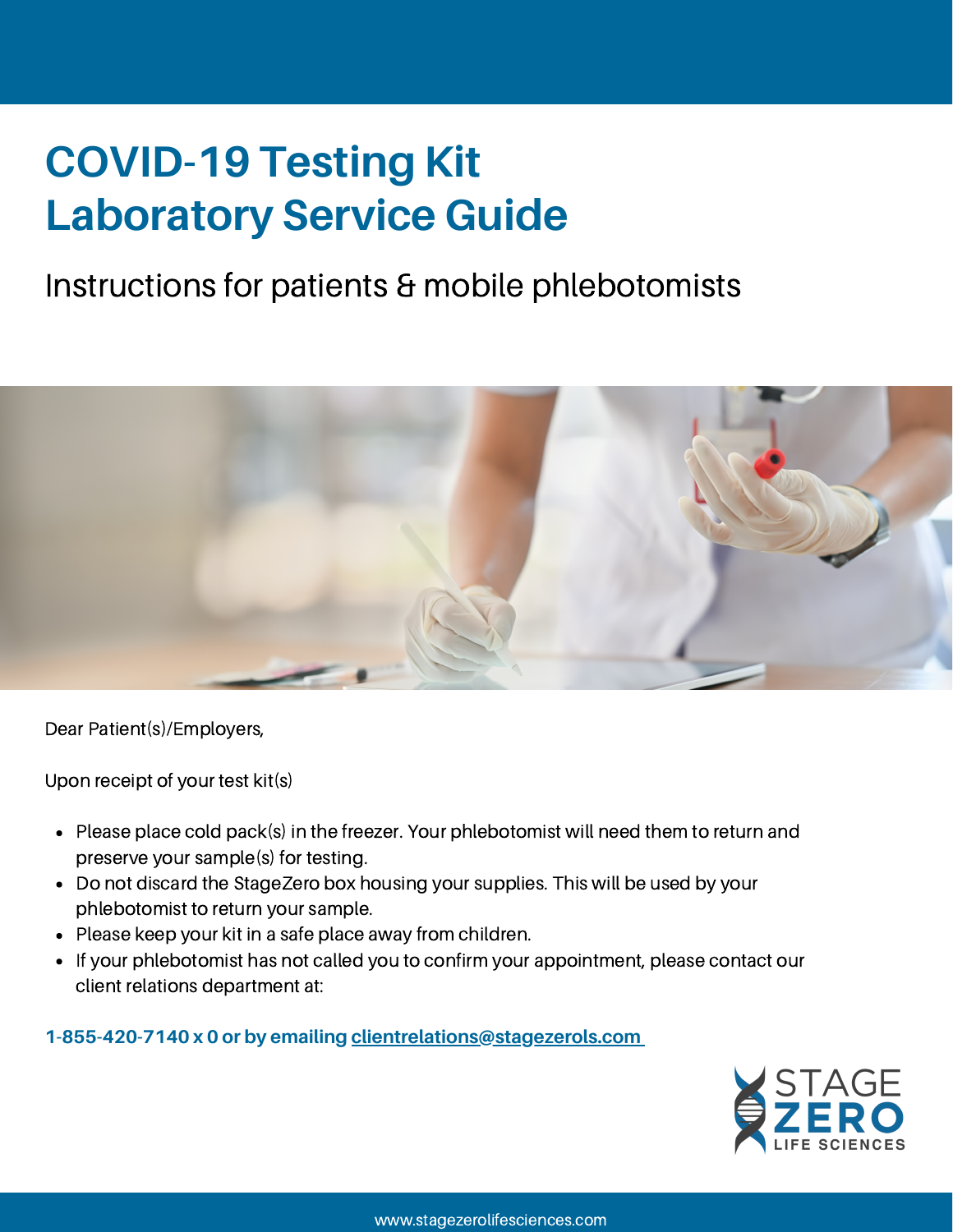# COVID-19 Testing Kit Laboratory Service Guide

## Instructions for patients & mobile phlebotomists

Dear Patient(s)/Employers,

Upon receipt of your test kit(s)

- Please place cold pack(s) in the freezer. Your phlebotomist will need them to return and preserve your sample(s) for testing.
- Do not discard the StageZero box housing your supplies. This will be used by your phlebotomist to return your sample.
- Please keep your kit in a safe place away from children.
- If your phlebotomist has not called you to confirm your appointment, please contact our client relations department at:

**1-855-420-7140 x 0 or by emailing clientrelations@stagezerols.com**

STAGE ZERO LIFE SCIENCES

www.stagezerolifesciences.com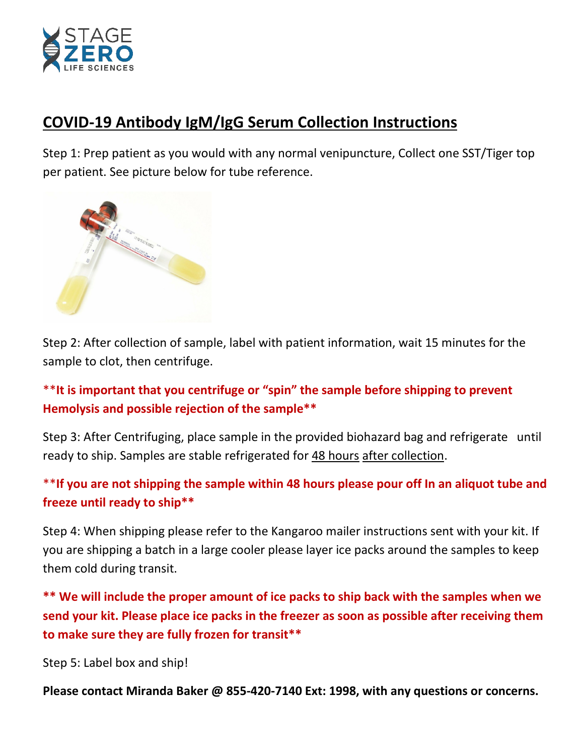## COVID-19 Antibody IgM/IgG Serum Collection Instructions

Step 1: Prep patient as you would with any normal venipuncture, Collect one SST/Tiger top per patient. See picture below for tube reference.

Step 2: After collection of sample, label with patient information, wait 15 minutes for the sample to clot, then centrifuge.

****It is important that you centrifuge or "spin" the sample before shipping to prevent Hemolysis and possible rejection of the sample****

Step 3: After Centrifuging, place sample in the provided biohazard bag and refrigerate until ready to ship. Samples are stable refrigerated for 48 hours after collection.

****If you are not shipping the sample within 48 hours please pour off In an aliquot tube and freeze until ready to ship****

Step 4: When shipping please refer to the Kangaroo mailer instructions sent with your kit. If you are shipping a batch in a large cooler please layer ice packs around the samples to keep them cold during transit.

**** We will include the proper amount of ice packs to ship back with the samples when we send your kit. Please place ice packs in the freezer as soon as possible after receiving them to make sure they are fully frozen for transit****

Step 5: Label box and ship!

**Please contact Miranda Baker @ 855-420-7140 Ext: 1998, with any questions or concerns.**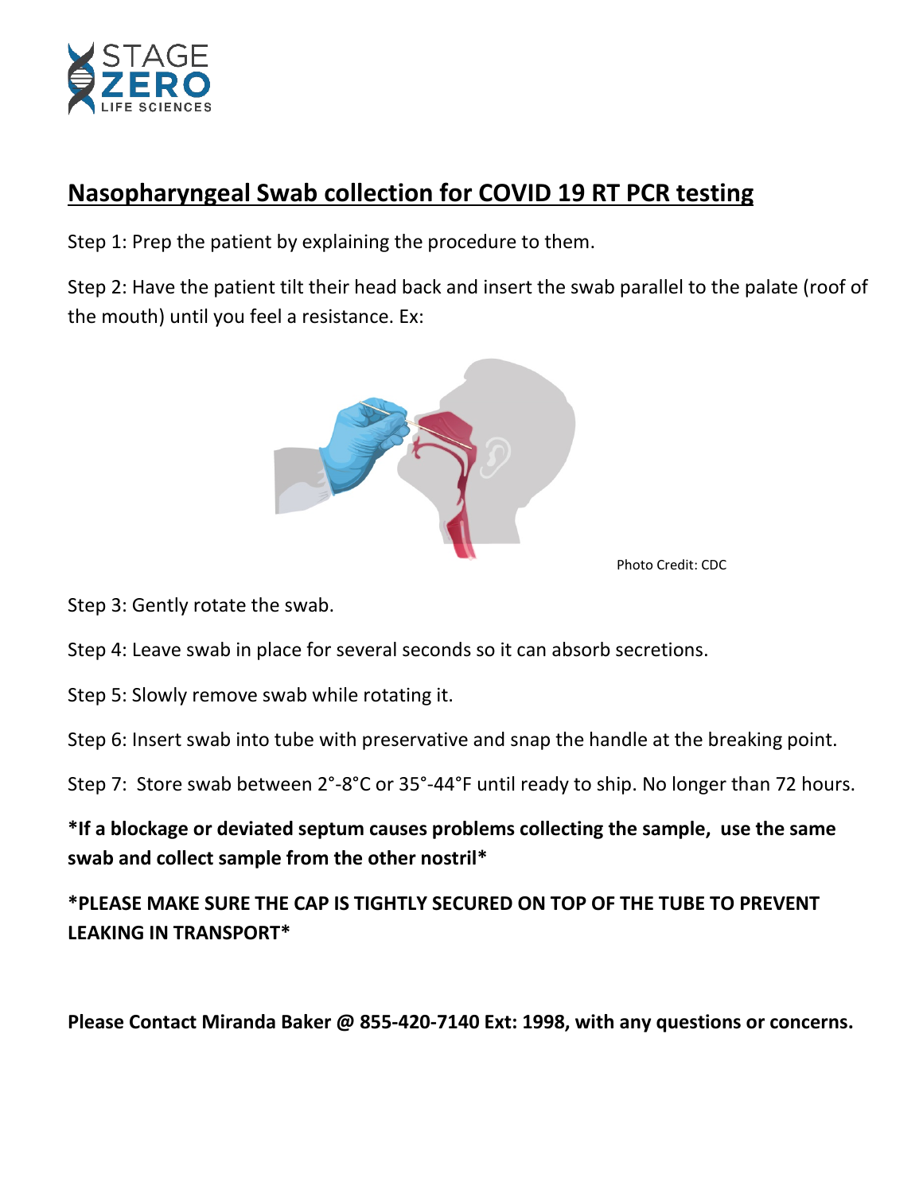## Nasopharyngeal Swab collection for COVID 19 RT PCR testing

Step 1: Prep the patient by explaining the procedure to them.

Step 2: Have the patient tilt their head back and insert the swab parallel to the palate (roof of the mouth) until you feel a resistance. Ex:

Photo Credit: CDC

Step 3: Gently rotate the swab.

Step 4: Leave swab in place for several seconds so it can absorb secretions.

Step 5: Slowly remove swab while rotating it.

Step 6: Insert swab into tube with preservative and snap the handle at the breaking point.

Step 7: Store swab between 2°-8°C or 35°-44°F until ready to ship. No longer than 72 hours.

**\*If a blockage or deviated septum causes problems collecting the sample, use the same swab and collect sample from the other nostril\***

**\*PLEASE MAKE SURE THE CAP IS TIGHTLY SECURED ON TOP OF THE TUBE TO PREVENT LEAKING IN TRANSPORT\***

**Please Contact Miranda Baker @ 855-420-7140 Ext: 1998, with any questions or concerns.**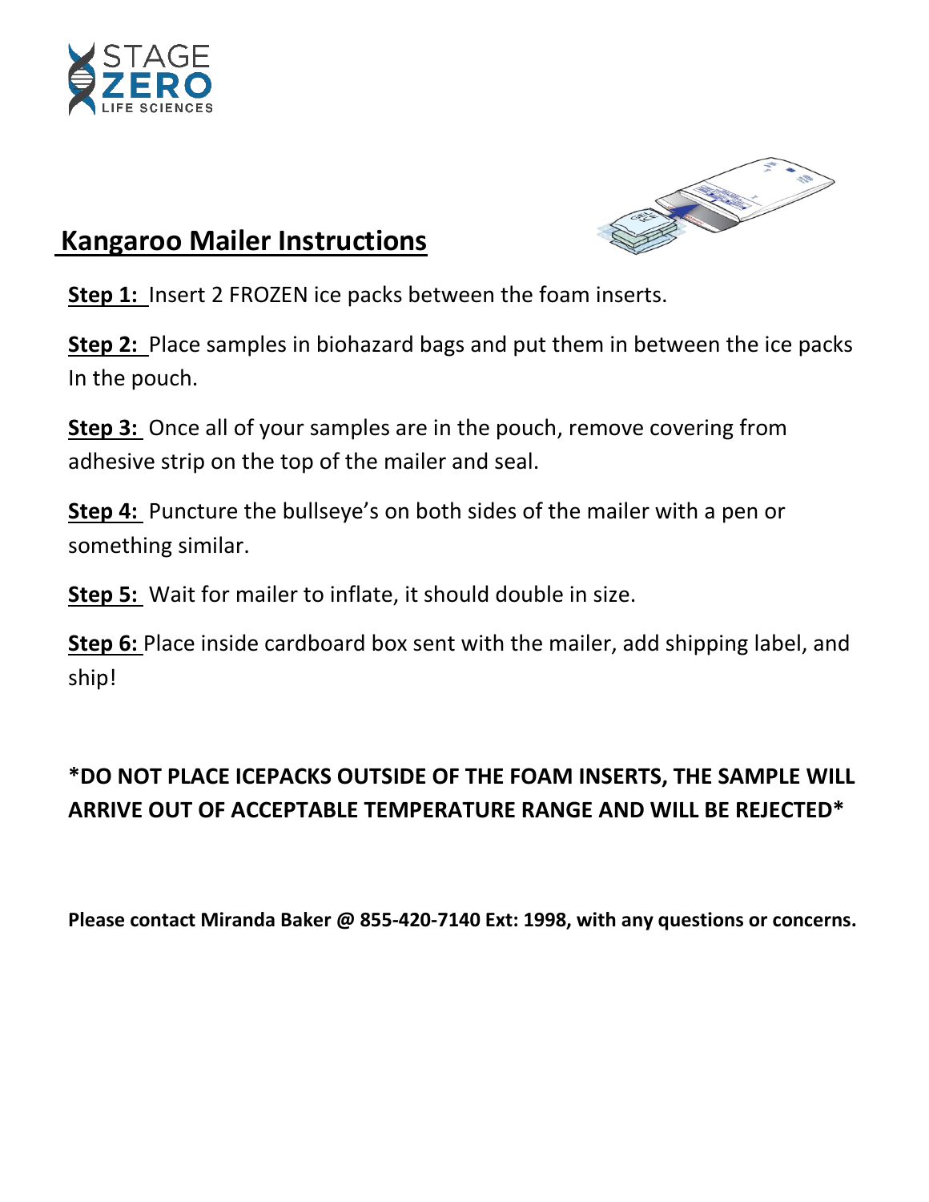# Kangaroo Mailer Instructions

**Step 1:** Insert 2 FROZEN ice packs between the foam inserts.

**Step 2:** Place samples in biohazard bags and put them in between the ice packs In the pouch.

**Step 3:** Once all of your samples are in the pouch, remove covering from adhesive strip on the top of the mailer and seal.

**Step 4:** Puncture the bullseye's on both sides of the mailer with a pen or something similar.

**Step 5:** Wait for mailer to inflate, it should double in size.

**Step 6:** Place inside cardboard box sent with the mailer, add shipping label, and ship!

**\*DO NOT PLACE ICEPACKS OUTSIDE OF THE FOAM INSERTS, THE SAMPLE WILL ARRIVE OUT OF ACCEPTABLE TEMPERATURE RANGE AND WILL BE REJECTED\***

**Please contact Miranda Baker @ 855-420-7140 Ext: 1998, with any questions or concerns.**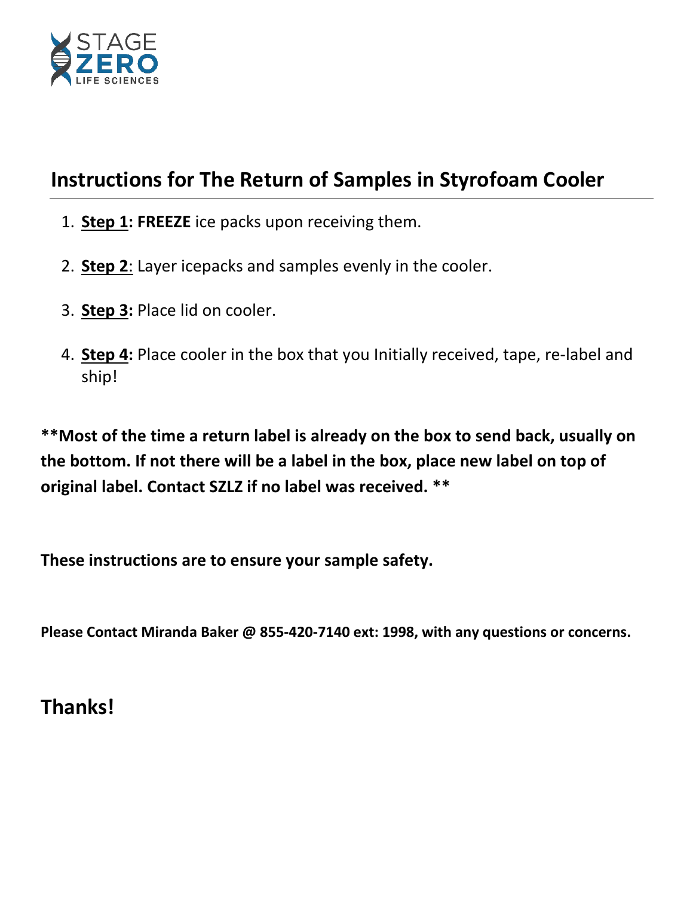# Instructions for The Return of Samples in Styrofoam Cooler

1. **Step 1: FREEZE** ice packs upon receiving them.
2. **Step 2**: Layer icepacks and samples evenly in the cooler.
3. **Step 3:** Place lid on cooler.
4. **Step 4:** Place cooler in the box that you Initially received, tape, re-label and ship!

**\*\*Most of the time a return label is already on the box to send back, usually on the bottom. If not there will be a label in the box, place new label on top of original label. Contact SZLZ if no label was received. \*\***

**These instructions are to ensure your sample safety.**

**Please Contact Miranda Baker @ 855-420-7140 ext: 1998, with any questions or concerns.**

## Thanks!